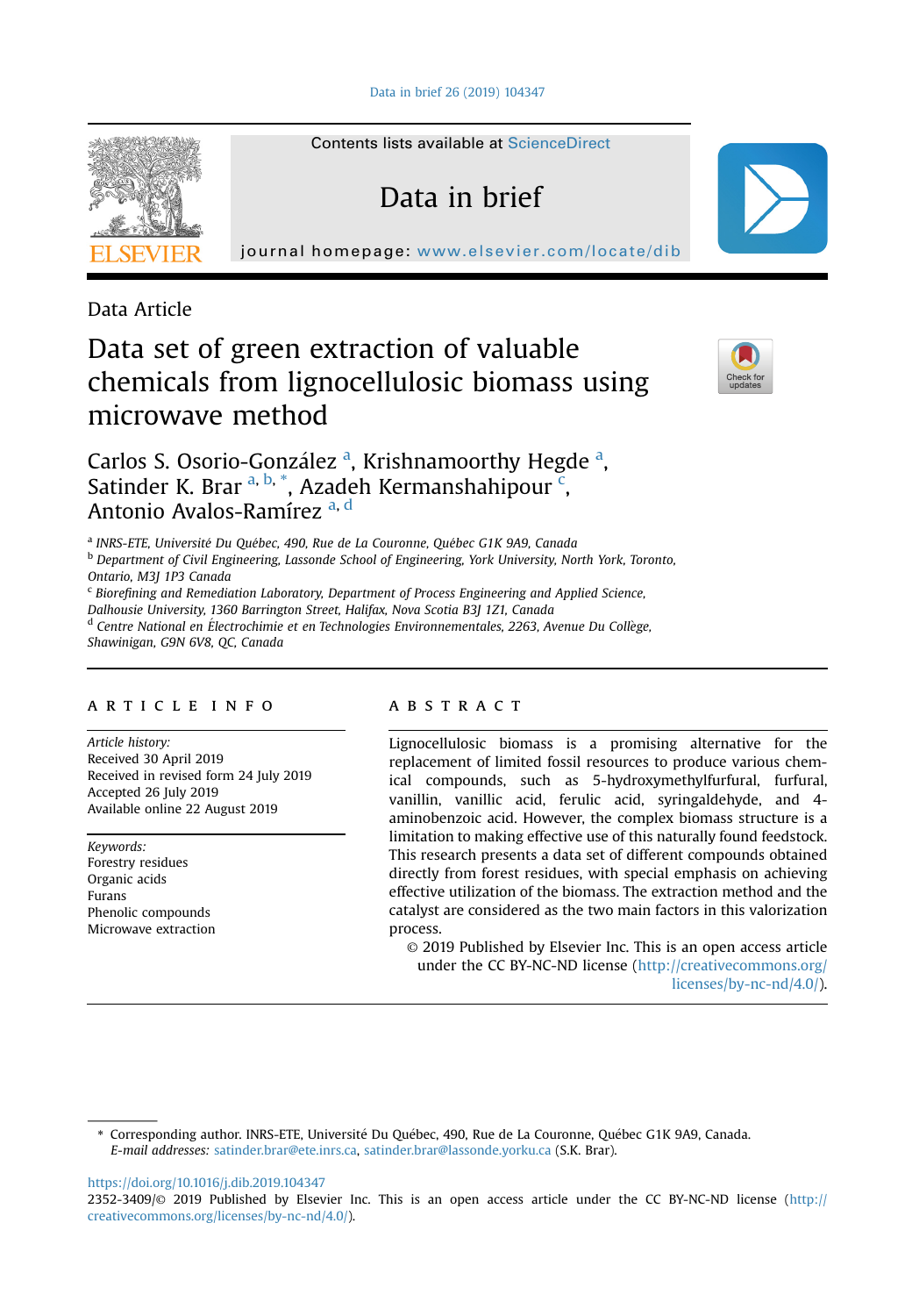Contents lists available at ScienceDirect

# Data in brief

journal homepage: www.elsevier.com/locate/dib

Data Article

# Data set of green extraction of valuable chemicals from lignocellulosic biomass using microwave method

Carlos S. Osorio-González [a], Krishnamoorthy Hegde [a], Satinder K. Brar [a, b, *], Azadeh Kermanshahipour [c], Antonio Avalos-Ramírez [a, d]

[a] INRS-ETE, Université Du Québec, 490, Rue de La Couronne, Québec G1K 9A9, Canada
[b] Department of Civil Engineering, Lassonde School of Engineering, York University, North York, Toronto, Ontario, M3J 1P3 Canada
[c] Biorefining and Remediation Laboratory, Department of Process Engineering and Applied Science, Dalhousie University, 1360 Barrington Street, Halifax, Nova Scotia B3J 1Z1, Canada
[d] Centre National en Électrochimie et en Technologies Environnementales, 2263, Avenue Du Collège, Shawinigan, G9N 6V8, QC, Canada

## ARTICLE INFO

*Article history:*
Received 30 April 2019
Received in revised form 24 July 2019
Accepted 26 July 2019
Available online 22 August 2019

*Keywords:*
Forestry residues
Organic acids
Furans
Phenolic compounds
Microwave extraction

## ABSTRACT

Lignocellulosic biomass is a promising alternative for the replacement of limited fossil resources to produce various chemical compounds, such as 5-hydroxymethylfurfural, furfural, vanillin, vanillic acid, ferulic acid, syringaldehyde, and 4-aminobenzoic acid. However, the complex biomass structure is a limitation to making effective use of this naturally found feedstock. This research presents a data set of different compounds obtained directly from forest residues, with special emphasis on achieving effective utilization of the biomass. The extraction method and the catalyst are considered as the two main factors in this valorization process.

© 2019 Published by Elsevier Inc. This is an open access article under the CC BY-NC-ND license (http://creativecommons.org/licenses/by-nc-nd/4.0/).

---

* Corresponding author. INRS-ETE, Université Du Québec, 490, Rue de La Couronne, Québec G1K 9A9, Canada.
*E-mail addresses:* satinder.brar@ete.inrs.ca, satinder.brar@lassonde.yorku.ca (S.K. Brar).

https://doi.org/10.1016/j.dib.2019.104347
2352-3409/© 2019 Published by Elsevier Inc. This is an open access article under the CC BY-NC-ND license (http://creativecommons.org/licenses/by-nc-nd/4.0/).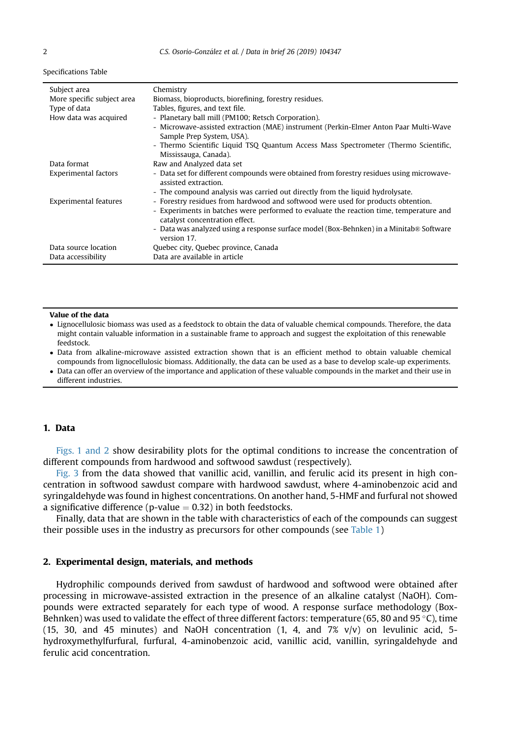Specifications Table

| | |
|---|---|
| Subject area | Chemistry |
| More specific subject area | Biomass, bioproducts, biorefining, forestry residues. |
| Type of data | Tables, figures, and text file. |
| How data was acquired | - Planetary ball mill (PM100; Retsch Corporation).<br>- Microwave-assisted extraction (MAE) instrument (Perkin-Elmer Anton Paar Multi-Wave Sample Prep System, USA).<br>- Thermo Scientific Liquid TSQ Quantum Access Mass Spectrometer (Thermo Scientific, Mississauga, Canada). |
| Data format | Raw and Analyzed data set |
| Experimental factors | - Data set for different compounds were obtained from forestry residues using microwave-assisted extraction.<br>- The compound analysis was carried out directly from the liquid hydrolysate. |
| Experimental features | - Forestry residues from hardwood and softwood were used for products obtention.<br>- Experiments in batches were performed to evaluate the reaction time, temperature and catalyst concentration effect.<br>- Data was analyzed using a response surface model (Box-Behnken) in a Minitab® Software version 17. |
| Data source location | Quebec city, Quebec province, Canada |
| Data accessibility | Data are available in article |

**Value of the data**

- Lignocellulosic biomass was used as a feedstock to obtain the data of valuable chemical compounds. Therefore, the data might contain valuable information in a sustainable frame to approach and suggest the exploitation of this renewable feedstock.
- Data from alkaline-microwave assisted extraction shown that is an efficient method to obtain valuable chemical compounds from lignocellulosic biomass. Additionally, the data can be used as a base to develop scale-up experiments.
- Data can offer an overview of the importance and application of these valuable compounds in the market and their use in different industries.

## 1. Data

Figs. 1 and 2 show desirability plots for the optimal conditions to increase the concentration of different compounds from hardwood and softwood sawdust (respectively).

Fig. 3 from the data showed that vanillic acid, vanillin, and ferulic acid its present in high concentration in softwood sawdust compare with hardwood sawdust, where 4-aminobenzoic acid and syringaldehyde was found in highest concentrations. On another hand, 5-HMF and furfural not showed a significative difference ($p\text{-value} = 0.32$) in both feedstocks.

Finally, data that are shown in the table with characteristics of each of the compounds can suggest their possible uses in the industry as precursors for other compounds (see Table 1)

## 2. Experimental design, materials, and methods

Hydrophilic compounds derived from sawdust of hardwood and softwood were obtained after processing in microwave-assisted extraction in the presence of an alkaline catalyst (NaOH). Compounds were extracted separately for each type of wood. A response surface methodology (Box-Behnken) was used to validate the effect of three different factors: temperature (65, 80 and 95 °C), time (15, 30, and 45 minutes) and NaOH concentration (1, 4, and 7% v/v) on levulinic acid, 5-hydroxymethylfurfural, furfural, 4-aminobenzoic acid, vanillic acid, vanillin, syringaldehyde and ferulic acid concentration.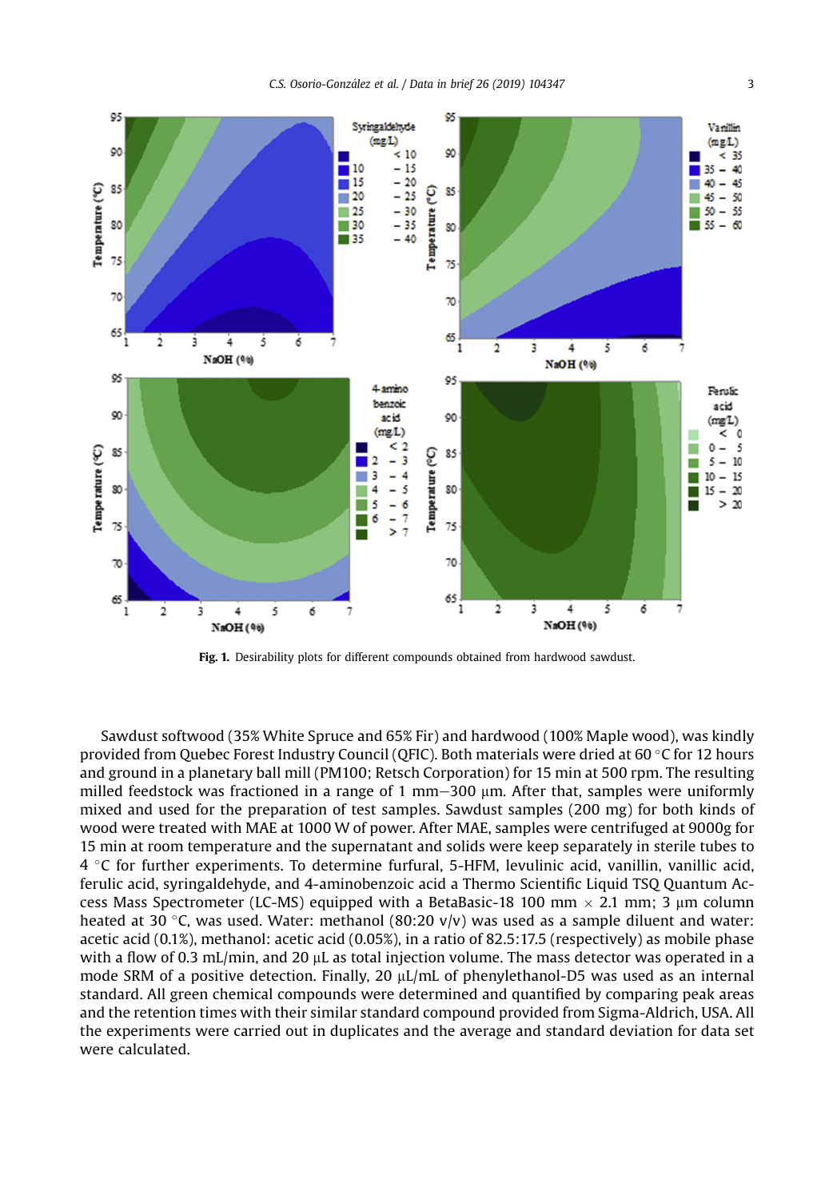Syringaldehyde (mg/L)
< 10
10 – 15
15 – 20
20 – 25
25 – 30
30 – 35
35 – 40

Temperature (°C)
NaOH (%)

Vanillin (mg/L)
< 35
35 – 40
40 – 45
45 – 50
50 – 55
55 – 60

Temperature (°C)
NaOH (%)

4-amino benzoic acid (mg/L)
< 2
2 – 3
3 – 4
4 – 5
5 – 6
6 – 7
> 7

Temperature (°C)
NaOH (%)

Ferulic acid (mg/L)
< 0
0 – 5
5 – 10
10 – 15
15 – 20
> 20

Temperature (°C)
NaOH (%)

**Fig. 1.** Desirability plots for different compounds obtained from hardwood sawdust.

Sawdust softwood (35% White Spruce and 65% Fir) and hardwood (100% Maple wood), was kindly provided from Quebec Forest Industry Council (QFIC). Both materials were dried at 60 °C for 12 hours and ground in a planetary ball mill (PM100; Retsch Corporation) for 15 min at 500 rpm. The resulting milled feedstock was fractioned in a range of 1 mm–300 μm. After that, samples were uniformly mixed and used for the preparation of test samples. Sawdust samples (200 mg) for both kinds of wood were treated with MAE at 1000 W of power. After MAE, samples were centrifuged at 9000g for 15 min at room temperature and the supernatant and solids were keep separately in sterile tubes to 4 °C for further experiments. To determine furfural, 5-HFM, levulinic acid, vanillin, vanillic acid, ferulic acid, syringaldehyde, and 4-aminobenzoic acid a Thermo Scientific Liquid TSQ Quantum Access Mass Spectrometer (LC-MS) equipped with a BetaBasic-18 100 mm × 2.1 mm; 3 μm column heated at 30 °C, was used. Water: methanol (80:20 v/v) was used as a sample diluent and water: acetic acid (0.1%), methanol: acetic acid (0.05%), in a ratio of 82.5:17.5 (respectively) as mobile phase with a flow of 0.3 mL/min, and 20 μL as total injection volume. The mass detector was operated in a mode SRM of a positive detection. Finally, 20 μL/mL of phenylethanol-D5 was used as an internal standard. All green chemical compounds were determined and quantified by comparing peak areas and the retention times with their similar standard compound provided from Sigma-Aldrich, USA. All the experiments were carried out in duplicates and the average and standard deviation for data set were calculated.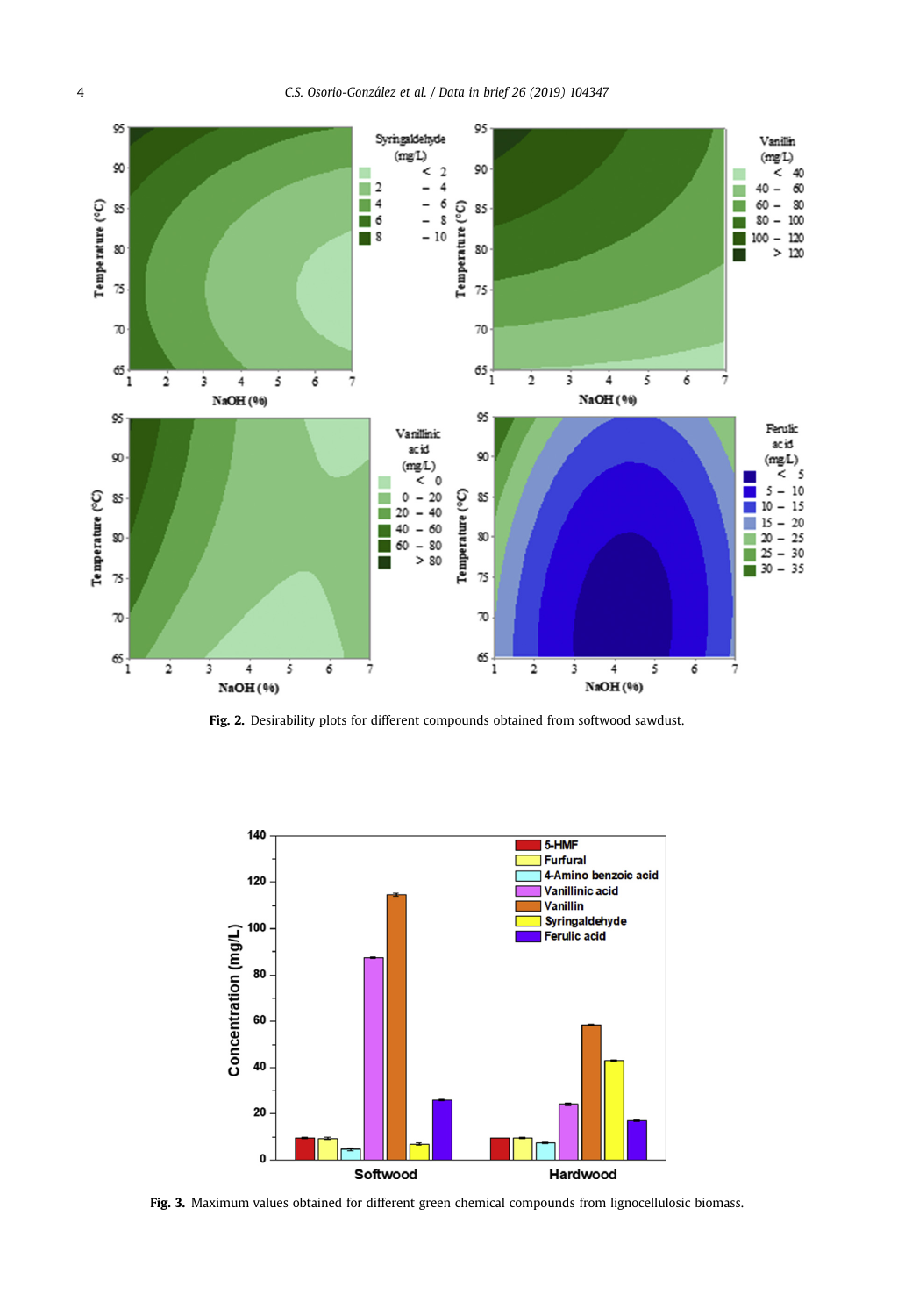Syringaldehyde (mg/L)

< 2
2 – 4
4 – 6
6 – 8
8 – 10

Temperature (°C)

NaOH (%)

Vanillin (mg/L)

< 40
40 – 60
60 – 80
80 – 100
100 – 120
> 120

Temperature (°C)

NaOH (%)

Vanillinic acid (mg/L)

< 0
0 – 20
20 – 40
40 – 60
60 – 80
> 80

Temperature (°C)

NaOH (%)

Ferulic acid (mg/L)

< 5
5 – 10
10 – 15
15 – 20
20 – 25
25 – 30
30 – 35

Temperature (°C)

NaOH (%)

**Fig. 2.** Desirability plots for different compounds obtained from softwood sawdust.

5-HMF
Furfural
4-Amino benzoic acid
Vanillinic acid
Vanillin
Syringaldehyde
Ferulic acid

Concentration (mg/L)

0
20
40
60
80
100
120
140

Softwood
Hardwood

**Fig. 3.** Maximum values obtained for different green chemical compounds from lignocellulosic biomass.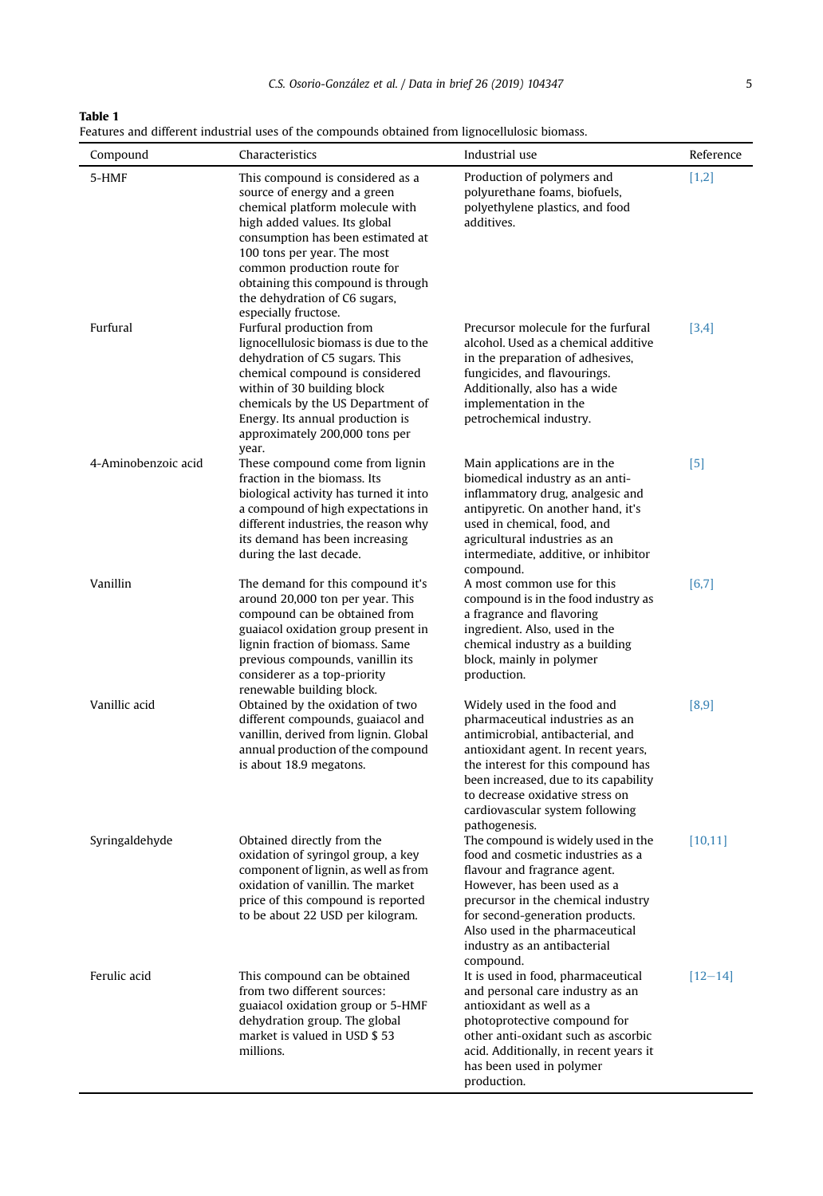**Table 1**
Features and different industrial uses of the compounds obtained from lignocellulosic biomass.

| Compound | Characteristics | Industrial use | Reference |
|---|---|---|---|
| 5-HMF | This compound is considered as a source of energy and a green chemical platform molecule with high added values. Its global consumption has been estimated at 100 tons per year. The most common production route for obtaining this compound is through the dehydration of C6 sugars, especially fructose. | Production of polymers and polyurethane foams, biofuels, polyethylene plastics, and food additives. | [1,2] |
| Furfural | Furfural production from lignocellulosic biomass is due to the dehydration of C5 sugars. This chemical compound is considered within of 30 building block chemicals by the US Department of Energy. Its annual production is approximately 200,000 tons per year. | Precursor molecule for the furfural alcohol. Used as a chemical additive in the preparation of adhesives, fungicides, and flavourings. Additionally, also has a wide implementation in the petrochemical industry. | [3,4] |
| 4-Aminobenzoic acid | These compound come from lignin fraction in the biomass. Its biological activity has turned it into a compound of high expectations in different industries, the reason why its demand has been increasing during the last decade. | Main applications are in the biomedical industry as an anti-inflammatory drug, analgesic and antipyretic. On another hand, it's used in chemical, food, and agricultural industries as an intermediate, additive, or inhibitor compound. | [5] |
| Vanillin | The demand for this compound it's around 20,000 ton per year. This compound can be obtained from guaiacol oxidation group present in lignin fraction of biomass. Same previous compounds, vanillin its considerer as a top-priority renewable building block. | A most common use for this compound is in the food industry as a fragrance and flavoring ingredient. Also, used in the chemical industry as a building block, mainly in polymer production. | [6,7] |
| Vanillic acid | Obtained by the oxidation of two different compounds, guaiacol and vanillin, derived from lignin. Global annual production of the compound is about 18.9 megatons. | Widely used in the food and pharmaceutical industries as an antimicrobial, antibacterial, and antioxidant agent. In recent years, the interest for this compound has been increased, due to its capability to decrease oxidative stress on cardiovascular system following pathogenesis. | [8,9] |
| Syringaldehyde | Obtained directly from the oxidation of syringol group, a key component of lignin, as well as from oxidation of vanillin. The market price of this compound is reported to be about 22 USD per kilogram. | The compound is widely used in the food and cosmetic industries as a flavour and fragrance agent. However, has been used as a precursor in the chemical industry for second-generation products. Also used in the pharmaceutical industry as an antibacterial compound. | [10,11] |
| Ferulic acid | This compound can be obtained from two different sources: guaiacol oxidation group or 5-HMF dehydration group. The global market is valued in USD $ 53 millions. | It is used in food, pharmaceutical and personal care industry as an antioxidant as well as a photoprotective compound for other anti-oxidant such as ascorbic acid. Additionally, in recent years it has been used in polymer production. | [12–14] |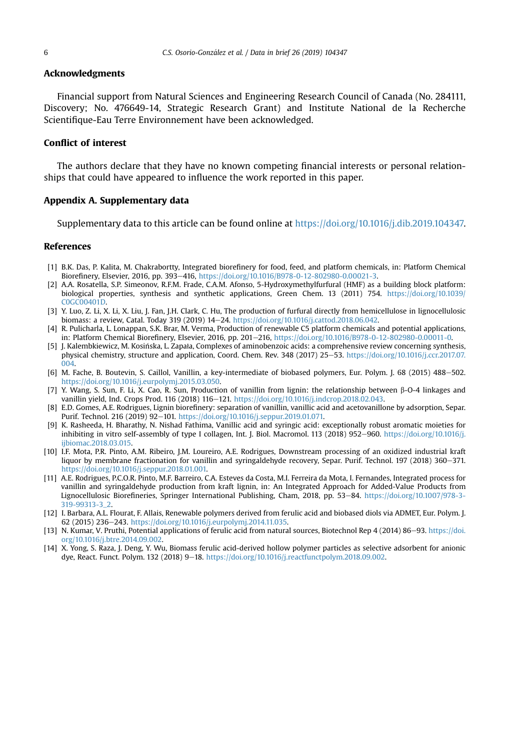## Acknowledgments

Financial support from Natural Sciences and Engineering Research Council of Canada (No. 284111, Discovery; No. 476649-14, Strategic Research Grant) and Institute National de la Recherche Scientifique-Eau Terre Environnement have been acknowledged.

## Conflict of interest

The authors declare that they have no known competing financial interests or personal relationships that could have appeared to influence the work reported in this paper.

## Appendix A. Supplementary data

Supplementary data to this article can be found online at https://doi.org/10.1016/j.dib.2019.104347.

## References

[1] B.K. Das, P. Kalita, M. Chakrabortty, Integrated biorefinery for food, feed, and platform chemicals, in: Platform Chemical Biorefinery, Elsevier, 2016, pp. 393–416, https://doi.org/10.1016/B978-0-12-802980-0.00021-3.

[2] A.A. Rosatella, S.P. Simeonov, R.F.M. Frade, C.A.M. Afonso, 5-Hydroxymethylfurfural (HMF) as a building block platform: biological properties, synthesis and synthetic applications, Green Chem. 13 (2011) 754. https://doi.org/10.1039/C0GC00401D.

[3] Y. Luo, Z. Li, X. Li, X. Liu, J. Fan, J.H. Clark, C. Hu, The production of furfural directly from hemicellulose in lignocellulosic biomass: a review, Catal. Today 319 (2019) 14–24. https://doi.org/10.1016/j.cattod.2018.06.042.

[4] R. Pulicharla, L. Lonappan, S.K. Brar, M. Verma, Production of renewable C5 platform chemicals and potential applications, in: Platform Chemical Biorefinery, Elsevier, 2016, pp. 201–216, https://doi.org/10.1016/B978-0-12-802980-0.00011-0.

[5] J. Kalembkiewicz, M. Kosińska, L. Zapała, Complexes of aminobenzoic acids: a comprehensive review concerning synthesis, physical chemistry, structure and application, Coord. Chem. Rev. 348 (2017) 25–53. https://doi.org/10.1016/j.ccr.2017.07.004.

[6] M. Fache, B. Boutevin, S. Caillol, Vanillin, a key-intermediate of biobased polymers, Eur. Polym. J. 68 (2015) 488–502. https://doi.org/10.1016/j.eurpolymj.2015.03.050.

[7] Y. Wang, S. Sun, F. Li, X. Cao, R. Sun, Production of vanillin from lignin: the relationship between β-O-4 linkages and vanillin yield, Ind. Crops Prod. 116 (2018) 116–121. https://doi.org/10.1016/j.indcrop.2018.02.043.

[8] E.D. Gomes, A.E. Rodrigues, Lignin biorefinery: separation of vanillin, vanillic acid and acetovanillone by adsorption, Separ. Purif. Technol. 216 (2019) 92–101. https://doi.org/10.1016/j.seppur.2019.01.071.

[9] K. Rasheeda, H. Bharathy, N. Nishad Fathima, Vanillic acid and syringic acid: exceptionally robust aromatic moieties for inhibiting in vitro self-assembly of type I collagen, Int. J. Biol. Macromol. 113 (2018) 952–960. https://doi.org/10.1016/j.ijbiomac.2018.03.015.

[10] I.F. Mota, P.R. Pinto, A.M. Ribeiro, J.M. Loureiro, A.E. Rodrigues, Downstream processing of an oxidized industrial kraft liquor by membrane fractionation for vanillin and syringaldehyde recovery, Separ. Purif. Technol. 197 (2018) 360–371. https://doi.org/10.1016/j.seppur.2018.01.001.

[11] A.E. Rodrigues, P.C.O.R. Pinto, M.F. Barreiro, C.A. Esteves da Costa, M.I. Ferreira da Mota, I. Fernandes, Integrated process for vanillin and syringaldehyde production from kraft lignin, in: An Integrated Approach for Added-Value Products from Lignocellulosic Biorefineries, Springer International Publishing, Cham, 2018, pp. 53–84. https://doi.org/10.1007/978-3-319-99313-3_2.

[12] I. Barbara, A.L. Flourat, F. Allais, Renewable polymers derived from ferulic acid and biobased diols via ADMET, Eur. Polym. J. 62 (2015) 236–243. https://doi.org/10.1016/j.eurpolymj.2014.11.035.

[13] N. Kumar, V. Pruthi, Potential applications of ferulic acid from natural sources, Biotechnol Rep 4 (2014) 86–93. https://doi.org/10.1016/j.btre.2014.09.002.

[14] X. Yong, S. Raza, J. Deng, Y. Wu, Biomass ferulic acid-derived hollow polymer particles as selective adsorbent for anionic dye, React. Funct. Polym. 132 (2018) 9–18. https://doi.org/10.1016/j.reactfunctpolym.2018.09.002.